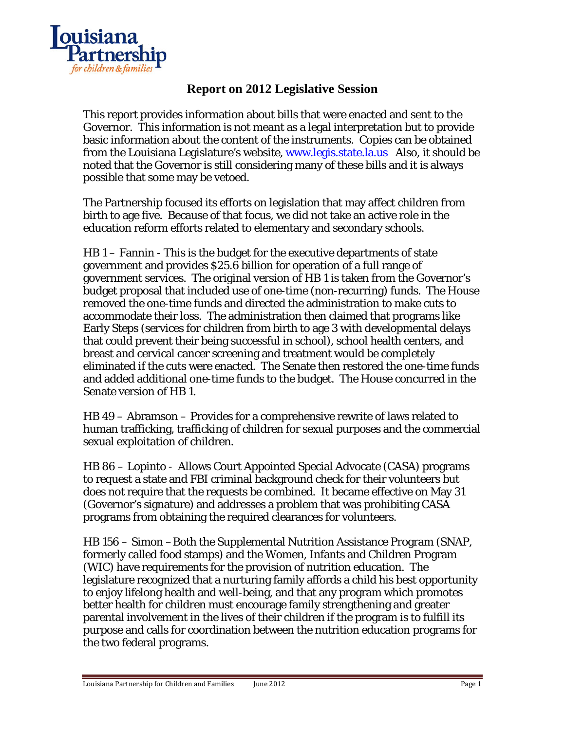Louisiana Partnership for children & families

# Report on 2012 Legislative Session

This report provides information about bills that were enacted and sent to the Governor. This information is not meant as a legal interpretation but to provide basic information about the content of the instruments. Copies can be obtained from the Louisiana Legislature's website, www.legis.state.la.us Also, it should be noted that the Governor is still considering many of these bills and it is always possible that some may be vetoed.

The Partnership focused its efforts on legislation that may affect children from birth to age five. Because of that focus, we did not take an active role in the education reform efforts related to elementary and secondary schools.

HB 1 – Fannin - This is the budget for the executive departments of state government and provides $25.6 billion for operation of a full range of government services. The original version of HB 1 is taken from the Governor's budget proposal that included use of one-time (non-recurring) funds. The House removed the one-time funds and directed the administration to make cuts to accommodate their loss. The administration then claimed that programs like Early Steps (services for children from birth to age 3 with developmental delays that could prevent their being successful in school), school health centers, and breast and cervical cancer screening and treatment would be completely eliminated if the cuts were enacted. The Senate then restored the one-time funds and added additional one-time funds to the budget. The House concurred in the Senate version of HB 1.

HB 49 – Abramson – Provides for a comprehensive rewrite of laws related to human trafficking, trafficking of children for sexual purposes and the commercial sexual exploitation of children.

HB 86 – Lopinto - Allows Court Appointed Special Advocate (CASA) programs to request a state and FBI criminal background check for their volunteers but does not require that the requests be combined. It became effective on May 31 (Governor's signature) and addresses a problem that was prohibiting CASA programs from obtaining the required clearances for volunteers.

HB 156 – Simon – Both the Supplemental Nutrition Assistance Program (SNAP, formerly called food stamps) and the Women, Infants and Children Program (WIC) have requirements for the provision of nutrition education. The legislature recognized that a nurturing family affords a child his best opportunity to enjoy lifelong health and well-being, and that any program which promotes better health for children must encourage family strengthening and greater parental involvement in the lives of their children if the program is to fulfill its purpose and calls for coordination between the nutrition education programs for the two federal programs.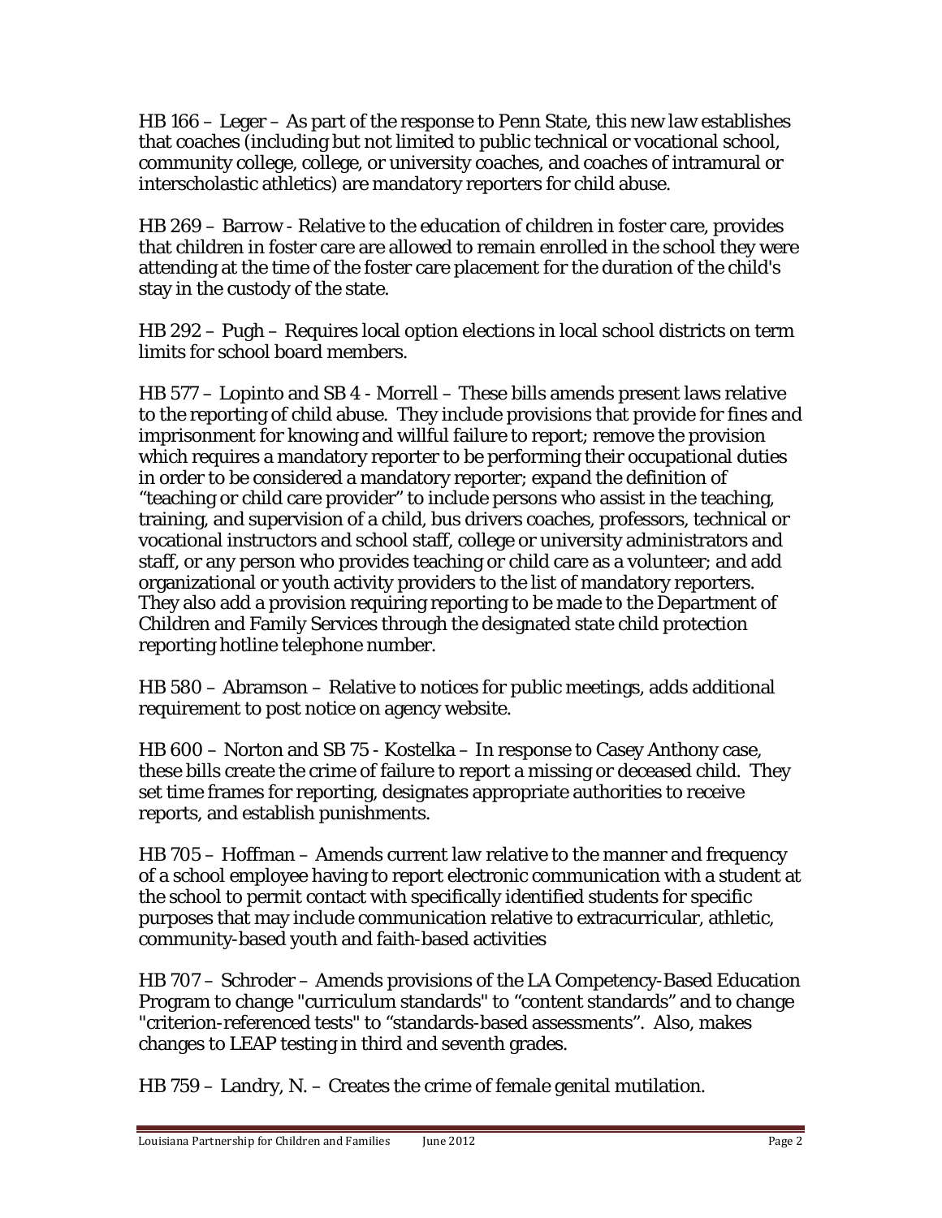HB 166 – Leger – As part of the response to Penn State, this new law establishes that coaches (including but not limited to public technical or vocational school, community college, college, or university coaches, and coaches of intramural or interscholastic athletics) are mandatory reporters for child abuse.

HB 269 – Barrow - Relative to the education of children in foster care, provides that children in foster care are allowed to remain enrolled in the school they were attending at the time of the foster care placement for the duration of the child's stay in the custody of the state.

HB 292 – Pugh – Requires local option elections in local school districts on term limits for school board members.

HB 577 – Lopinto and SB 4 - Morrell – These bills amends present laws relative to the reporting of child abuse. They include provisions that provide for fines and imprisonment for knowing and willful failure to report; remove the provision which requires a mandatory reporter to be performing their occupational duties in order to be considered a mandatory reporter; expand the definition of "teaching or child care provider" to include persons who assist in the teaching, training, and supervision of a child, bus drivers coaches, professors, technical or vocational instructors and school staff, college or university administrators and staff, or any person who provides teaching or child care as a volunteer; and add organizational or youth activity providers to the list of mandatory reporters. They also add a provision requiring reporting to be made to the Department of Children and Family Services through the designated state child protection reporting hotline telephone number.

HB 580 – Abramson – Relative to notices for public meetings, adds additional requirement to post notice on agency website.

HB 600 – Norton and SB 75 - Kostelka – In response to Casey Anthony case, these bills create the crime of failure to report a missing or deceased child. They set time frames for reporting, designates appropriate authorities to receive reports, and establish punishments.

HB 705 – Hoffman – Amends current law relative to the manner and frequency of a school employee having to report electronic communication with a student at the school to permit contact with specifically identified students for specific purposes that may include communication relative to extracurricular, athletic, community-based youth and faith-based activities

HB 707 – Schroder – Amends provisions of the LA Competency-Based Education Program to change "curriculum standards" to "content standards" and to change "criterion-referenced tests" to "standards-based assessments". Also, makes changes to LEAP testing in third and seventh grades.

HB 759 – Landry, N. – Creates the crime of female genital mutilation.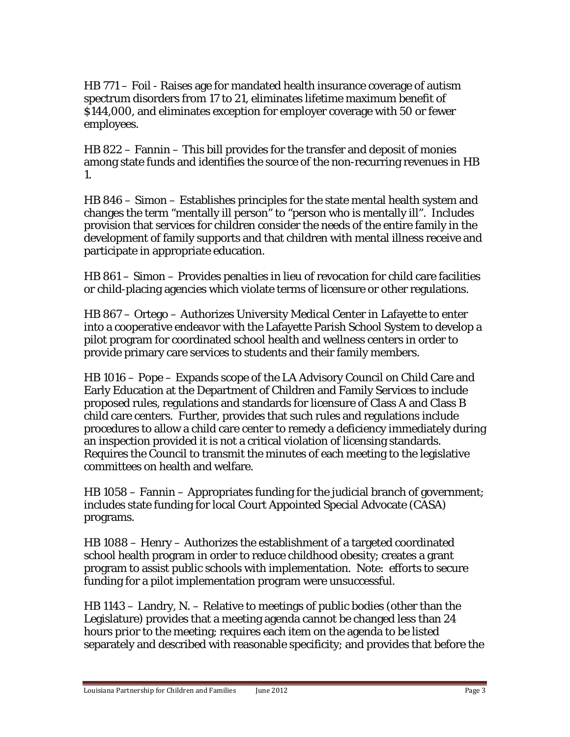HB 771 – Foil - Raises age for mandated health insurance coverage of autism spectrum disorders from 17 to 21, eliminates lifetime maximum benefit of $144,000, and eliminates exception for employer coverage with 50 or fewer employees.

HB 822 – Fannin – This bill provides for the transfer and deposit of monies among state funds and identifies the source of the non-recurring revenues in HB 1.

HB 846 – Simon – Establishes principles for the state mental health system and changes the term "mentally ill person" to "person who is mentally ill". Includes provision that services for children consider the needs of the entire family in the development of family supports and that children with mental illness receive and participate in appropriate education.

HB 861 – Simon – Provides penalties in lieu of revocation for child care facilities or child-placing agencies which violate terms of licensure or other regulations.

HB 867 – Ortego – Authorizes University Medical Center in Lafayette to enter into a cooperative endeavor with the Lafayette Parish School System to develop a pilot program for coordinated school health and wellness centers in order to provide primary care services to students and their family members.

HB 1016 – Pope – Expands scope of the LA Advisory Council on Child Care and Early Education at the Department of Children and Family Services to include proposed rules, regulations and standards for licensure of Class A and Class B child care centers. Further, provides that such rules and regulations include procedures to allow a child care center to remedy a deficiency immediately during an inspection provided it is not a critical violation of licensing standards. Requires the Council to transmit the minutes of each meeting to the legislative committees on health and welfare.

HB 1058 – Fannin – Appropriates funding for the judicial branch of government; includes state funding for local Court Appointed Special Advocate (CASA) programs.

HB 1088 – Henry – Authorizes the establishment of a targeted coordinated school health program in order to reduce childhood obesity; creates a grant program to assist public schools with implementation. Note: efforts to secure funding for a pilot implementation program were unsuccessful.

HB 1143 – Landry, N. – Relative to meetings of public bodies (other than the Legislature) provides that a meeting agenda cannot be changed less than 24 hours prior to the meeting; requires each item on the agenda to be listed separately and described with reasonable specificity; and provides that before the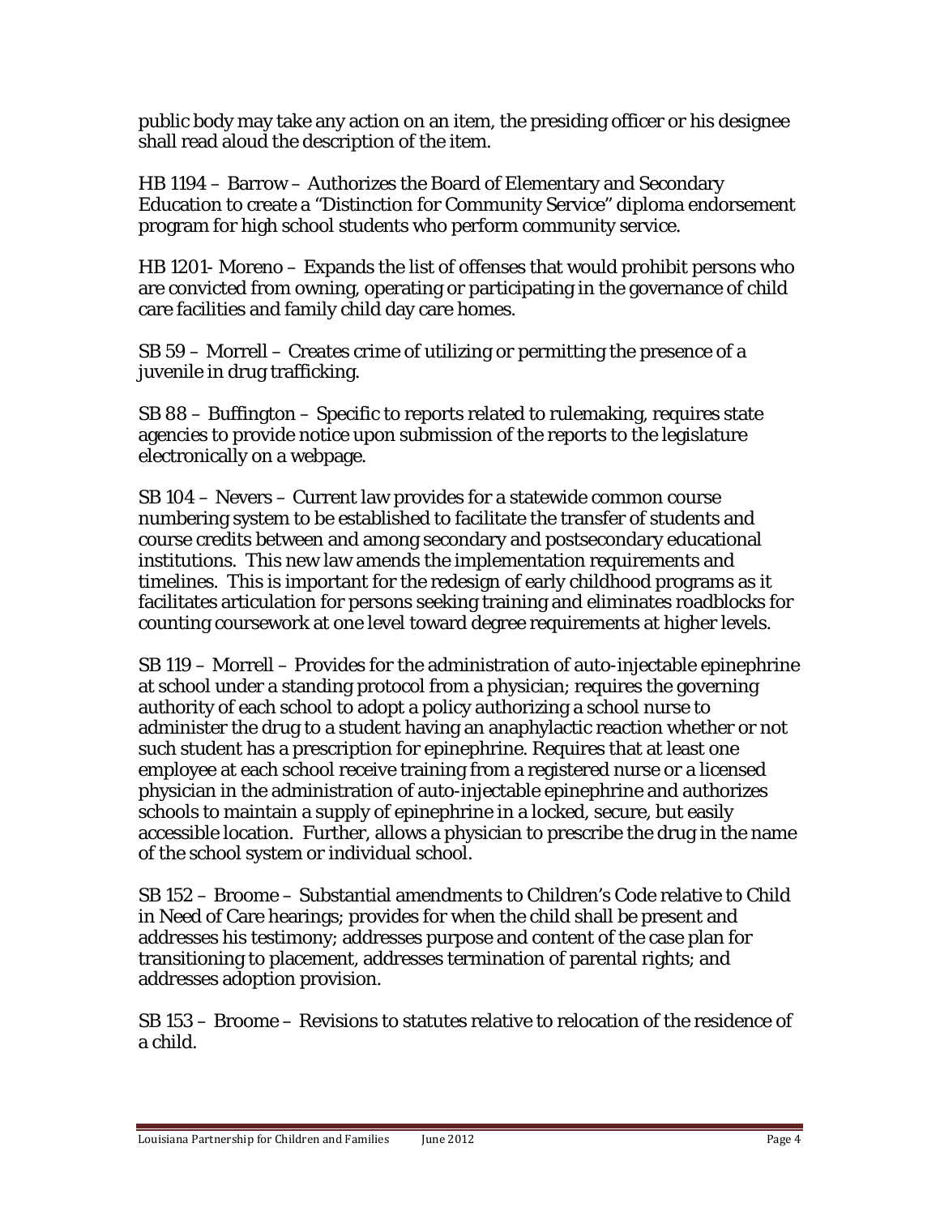public body may take any action on an item, the presiding officer or his designee shall read aloud the description of the item.

HB 1194 – Barrow – Authorizes the Board of Elementary and Secondary Education to create a "Distinction for Community Service" diploma endorsement program for high school students who perform community service.

HB 1201- Moreno – Expands the list of offenses that would prohibit persons who are convicted from owning, operating or participating in the governance of child care facilities and family child day care homes.

SB 59 – Morrell – Creates crime of utilizing or permitting the presence of a juvenile in drug trafficking.

SB 88 – Buffington – Specific to reports related to rulemaking, requires state agencies to provide notice upon submission of the reports to the legislature electronically on a webpage.

SB 104 – Nevers – Current law provides for a statewide common course numbering system to be established to facilitate the transfer of students and course credits between and among secondary and postsecondary educational institutions. This new law amends the implementation requirements and timelines. This is important for the redesign of early childhood programs as it facilitates articulation for persons seeking training and eliminates roadblocks for counting coursework at one level toward degree requirements at higher levels.

SB 119 – Morrell – Provides for the administration of auto-injectable epinephrine at school under a standing protocol from a physician; requires the governing authority of each school to adopt a policy authorizing a school nurse to administer the drug to a student having an anaphylactic reaction whether or not such student has a prescription for epinephrine. Requires that at least one employee at each school receive training from a registered nurse or a licensed physician in the administration of auto-injectable epinephrine and authorizes schools to maintain a supply of epinephrine in a locked, secure, but easily accessible location. Further, allows a physician to prescribe the drug in the name of the school system or individual school.

SB 152 – Broome – Substantial amendments to Children's Code relative to Child in Need of Care hearings; provides for when the child shall be present and addresses his testimony; addresses purpose and content of the case plan for transitioning to placement, addresses termination of parental rights; and addresses adoption provision.

SB 153 – Broome – Revisions to statutes relative to relocation of the residence of a child.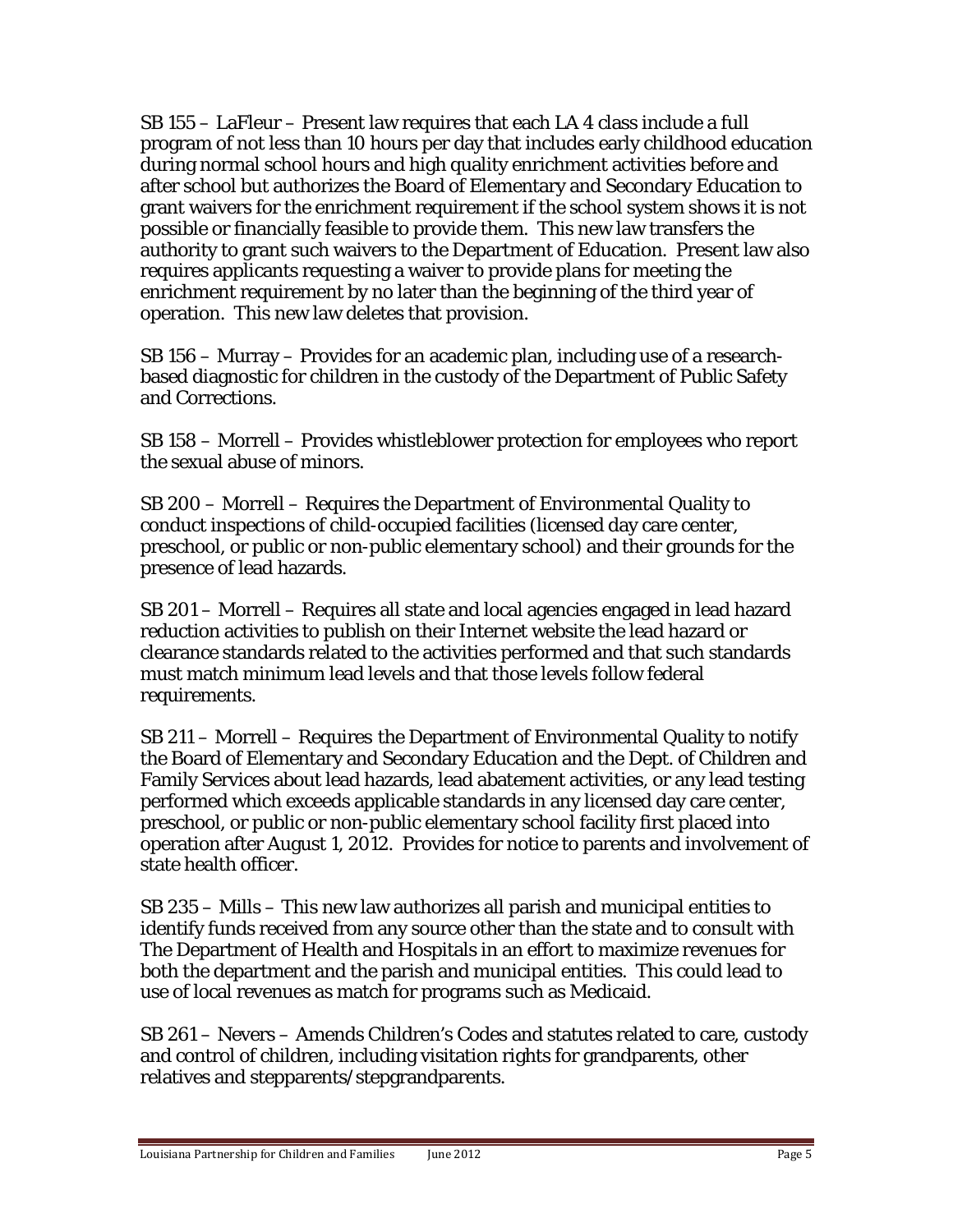SB 155 – LaFleur – Present law requires that each LA 4 class include a full program of not less than 10 hours per day that includes early childhood education during normal school hours and high quality enrichment activities before and after school but authorizes the Board of Elementary and Secondary Education to grant waivers for the enrichment requirement if the school system shows it is not possible or financially feasible to provide them. This new law transfers the authority to grant such waivers to the Department of Education. Present law also requires applicants requesting a waiver to provide plans for meeting the enrichment requirement by no later than the beginning of the third year of operation. This new law deletes that provision.

SB 156 – Murray – Provides for an academic plan, including use of a research-based diagnostic for children in the custody of the Department of Public Safety and Corrections.

SB 158 – Morrell – Provides whistleblower protection for employees who report the sexual abuse of minors.

SB 200 – Morrell – Requires the Department of Environmental Quality to conduct inspections of child-occupied facilities (licensed day care center, preschool, or public or non-public elementary school) and their grounds for the presence of lead hazards.

SB 201 – Morrell – Requires all state and local agencies engaged in lead hazard reduction activities to publish on their Internet website the lead hazard or clearance standards related to the activities performed and that such standards must match minimum lead levels and that those levels follow federal requirements.

SB 211 – Morrell – Requires the Department of Environmental Quality to notify the Board of Elementary and Secondary Education and the Dept. of Children and Family Services about lead hazards, lead abatement activities, or any lead testing performed which exceeds applicable standards in any licensed day care center, preschool, or public or non-public elementary school facility first placed into operation after August 1, 2012. Provides for notice to parents and involvement of state health officer.

SB 235 – Mills – This new law authorizes all parish and municipal entities to identify funds received from any source other than the state and to consult with The Department of Health and Hospitals in an effort to maximize revenues for both the department and the parish and municipal entities. This could lead to use of local revenues as match for programs such as Medicaid.

SB 261 – Nevers – Amends Children's Codes and statutes related to care, custody and control of children, including visitation rights for grandparents, other relatives and stepparents/stepgrandparents.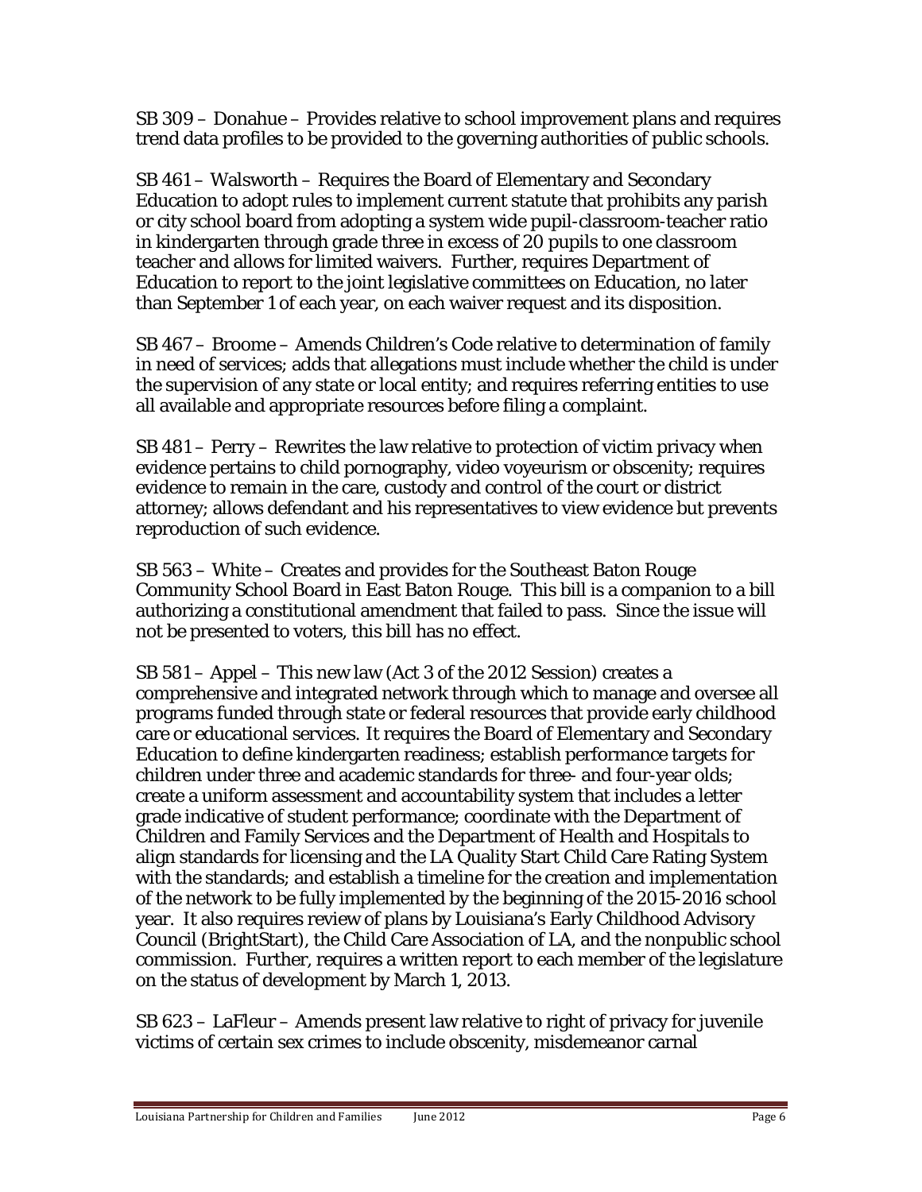SB 309 – Donahue – Provides relative to school improvement plans and requires trend data profiles to be provided to the governing authorities of public schools.

SB 461 – Walsworth – Requires the Board of Elementary and Secondary Education to adopt rules to implement current statute that prohibits any parish or city school board from adopting a system wide pupil-classroom-teacher ratio in kindergarten through grade three in excess of 20 pupils to one classroom teacher and allows for limited waivers. Further, requires Department of Education to report to the joint legislative committees on Education, no later than September 1 of each year, on each waiver request and its disposition.

SB 467 – Broome – Amends Children's Code relative to determination of family in need of services; adds that allegations must include whether the child is under the supervision of any state or local entity; and requires referring entities to use all available and appropriate resources before filing a complaint.

SB 481 – Perry – Rewrites the law relative to protection of victim privacy when evidence pertains to child pornography, video voyeurism or obscenity; requires evidence to remain in the care, custody and control of the court or district attorney; allows defendant and his representatives to view evidence but prevents reproduction of such evidence.

SB 563 – White – Creates and provides for the Southeast Baton Rouge Community School Board in East Baton Rouge. This bill is a companion to a bill authorizing a constitutional amendment that failed to pass. Since the issue will not be presented to voters, this bill has no effect.

SB 581 – Appel – This new law (Act 3 of the 2012 Session) creates a comprehensive and integrated network through which to manage and oversee all programs funded through state or federal resources that provide early childhood care or educational services. It requires the Board of Elementary and Secondary Education to define kindergarten readiness; establish performance targets for children under three and academic standards for three- and four-year olds; create a uniform assessment and accountability system that includes a letter grade indicative of student performance; coordinate with the Department of Children and Family Services and the Department of Health and Hospitals to align standards for licensing and the LA Quality Start Child Care Rating System with the standards; and establish a timeline for the creation and implementation of the network to be fully implemented by the beginning of the 2015-2016 school year. It also requires review of plans by Louisiana's Early Childhood Advisory Council (BrightStart), the Child Care Association of LA, and the nonpublic school commission. Further, requires a written report to each member of the legislature on the status of development by March 1, 2013.

SB 623 – LaFleur – Amends present law relative to right of privacy for juvenile victims of certain sex crimes to include obscenity, misdemeanor carnal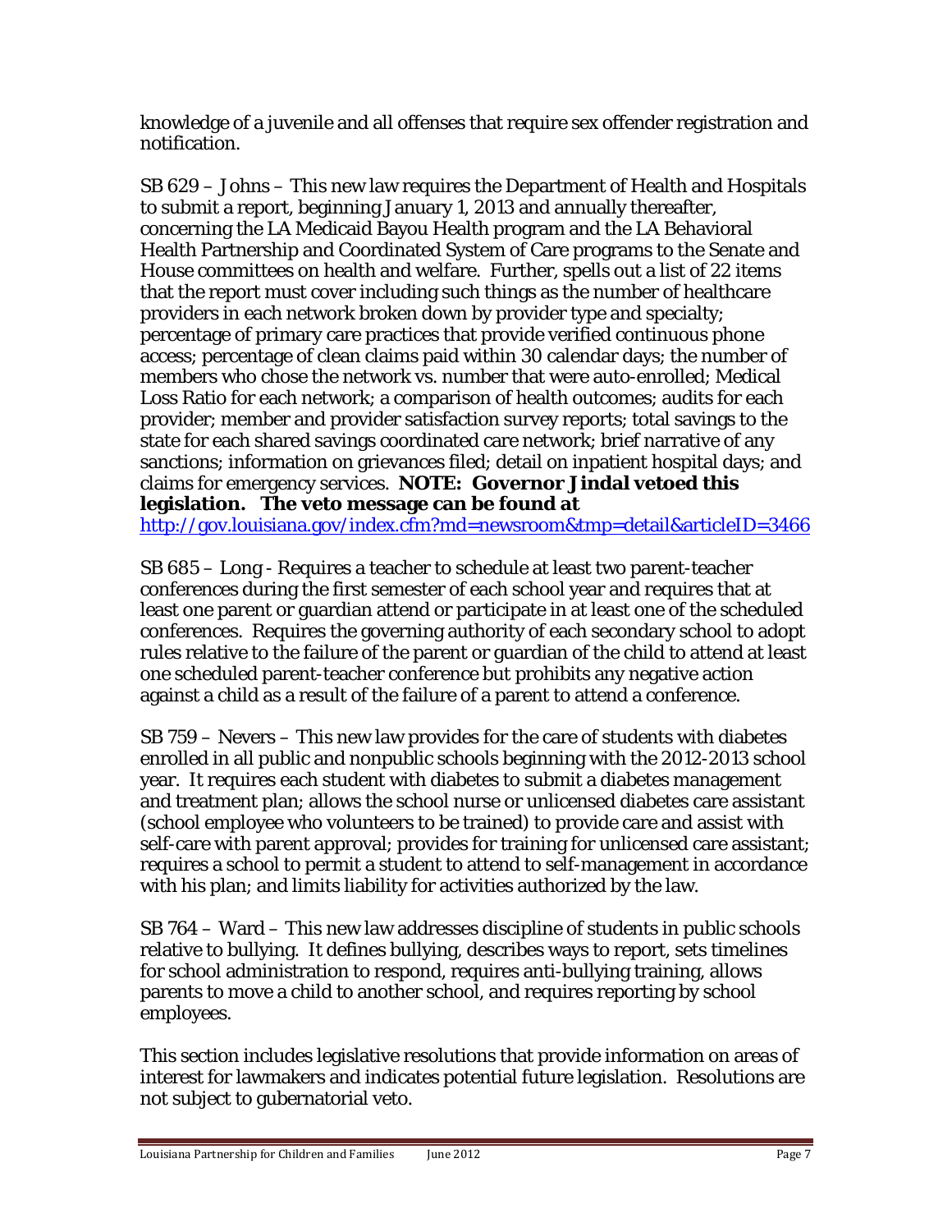knowledge of a juvenile and all offenses that require sex offender registration and notification.

SB 629 – Johns – This new law requires the Department of Health and Hospitals to submit a report, beginning January 1, 2013 and annually thereafter, concerning the LA Medicaid Bayou Health program and the LA Behavioral Health Partnership and Coordinated System of Care programs to the Senate and House committees on health and welfare. Further, spells out a list of 22 items that the report must cover including such things as the number of healthcare providers in each network broken down by provider type and specialty; percentage of primary care practices that provide verified continuous phone access; percentage of clean claims paid within 30 calendar days; the number of members who chose the network vs. number that were auto-enrolled; Medical Loss Ratio for each network; a comparison of health outcomes; audits for each provider; member and provider satisfaction survey reports; total savings to the state for each shared savings coordinated care network; brief narrative of any sanctions; information on grievances filed; detail on inpatient hospital days; and claims for emergency services. **NOTE: Governor Jindal vetoed this legislation. The veto message can be found at** [http://gov.louisiana.gov/index.cfm?md=newsroom&tmp=detail&articleID=3466](http://gov.louisiana.gov/index.cfm?md=newsroom&tmp=detail&articleID=3466)

SB 685 – Long - Requires a teacher to schedule at least two parent-teacher conferences during the first semester of each school year and requires that at least one parent or guardian attend or participate in at least one of the scheduled conferences. Requires the governing authority of each secondary school to adopt rules relative to the failure of the parent or guardian of the child to attend at least one scheduled parent-teacher conference but prohibits any negative action against a child as a result of the failure of a parent to attend a conference.

SB 759 – Nevers – This new law provides for the care of students with diabetes enrolled in all public and nonpublic schools beginning with the 2012-2013 school year. It requires each student with diabetes to submit a diabetes management and treatment plan; allows the school nurse or unlicensed diabetes care assistant (school employee who volunteers to be trained) to provide care and assist with self-care with parent approval; provides for training for unlicensed care assistant; requires a school to permit a student to attend to self-management in accordance with his plan; and limits liability for activities authorized by the law.

SB 764 – Ward – This new law addresses discipline of students in public schools relative to bullying. It defines bullying, describes ways to report, sets timelines for school administration to respond, requires anti-bullying training, allows parents to move a child to another school, and requires reporting by school employees.

This section includes legislative resolutions that provide information on areas of interest for lawmakers and indicates potential future legislation. Resolutions are not subject to gubernatorial veto.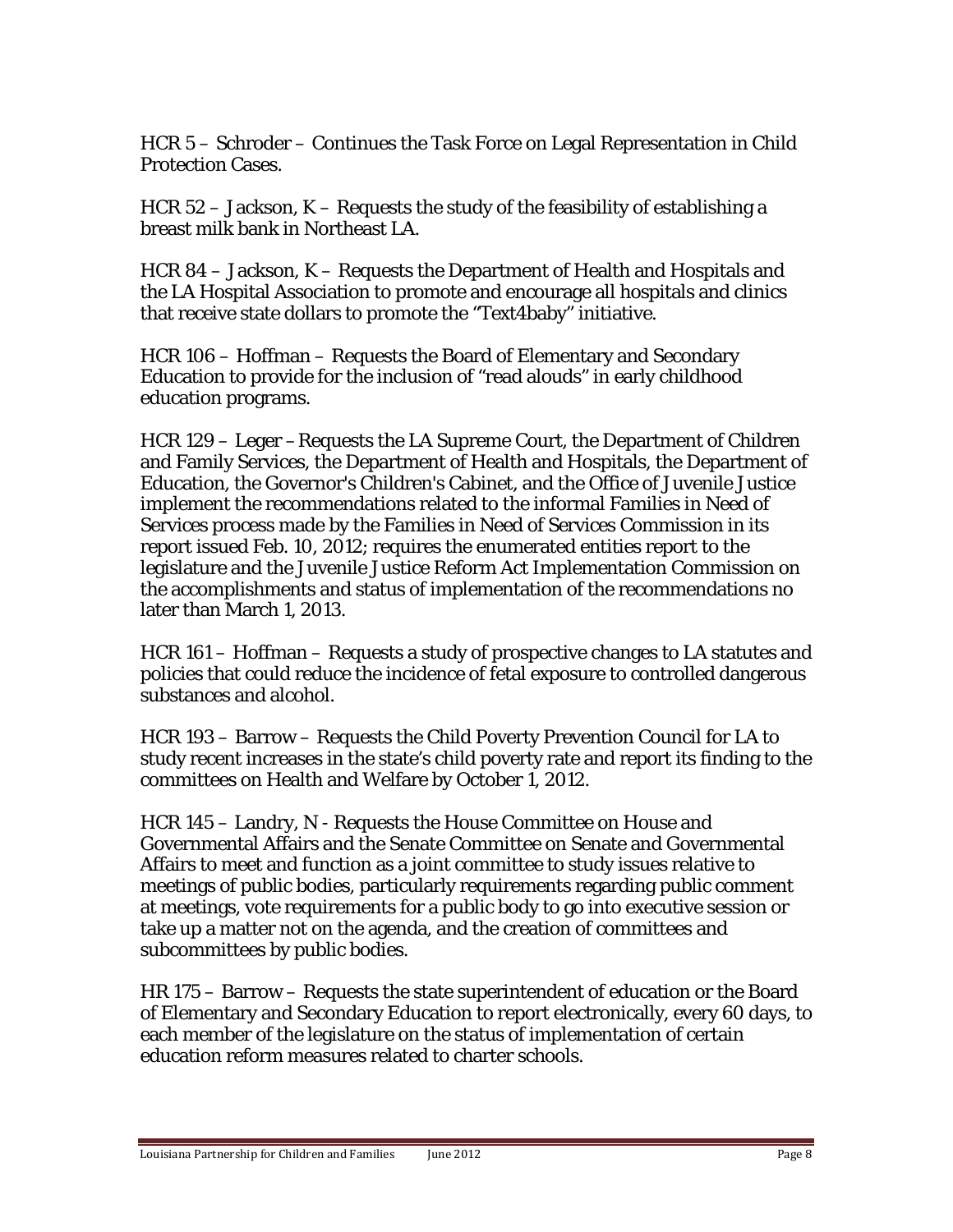HCR 5 – Schroder – Continues the Task Force on Legal Representation in Child Protection Cases.

HCR 52 – Jackson, K – Requests the study of the feasibility of establishing a breast milk bank in Northeast LA.

HCR 84 – Jackson, K – Requests the Department of Health and Hospitals and the LA Hospital Association to promote and encourage all hospitals and clinics that receive state dollars to promote the "Text4baby" initiative.

HCR 106 – Hoffman – Requests the Board of Elementary and Secondary Education to provide for the inclusion of "read alouds" in early childhood education programs.

HCR 129 – Leger – Requests the LA Supreme Court, the Department of Children and Family Services, the Department of Health and Hospitals, the Department of Education, the Governor's Children's Cabinet, and the Office of Juvenile Justice implement the recommendations related to the informal Families in Need of Services process made by the Families in Need of Services Commission in its report issued Feb. 10, 2012; requires the enumerated entities report to the legislature and the Juvenile Justice Reform Act Implementation Commission on the accomplishments and status of implementation of the recommendations no later than March 1, 2013.

HCR 161 – Hoffman – Requests a study of prospective changes to LA statutes and policies that could reduce the incidence of fetal exposure to controlled dangerous substances and alcohol.

HCR 193 – Barrow – Requests the Child Poverty Prevention Council for LA to study recent increases in the state's child poverty rate and report its finding to the committees on Health and Welfare by October 1, 2012.

HCR 145 – Landry, N - Requests the House Committee on House and Governmental Affairs and the Senate Committee on Senate and Governmental Affairs to meet and function as a joint committee to study issues relative to meetings of public bodies, particularly requirements regarding public comment at meetings, vote requirements for a public body to go into executive session or take up a matter not on the agenda, and the creation of committees and subcommittees by public bodies.

HR 175 – Barrow – Requests the state superintendent of education or the Board of Elementary and Secondary Education to report electronically, every 60 days, to each member of the legislature on the status of implementation of certain education reform measures related to charter schools.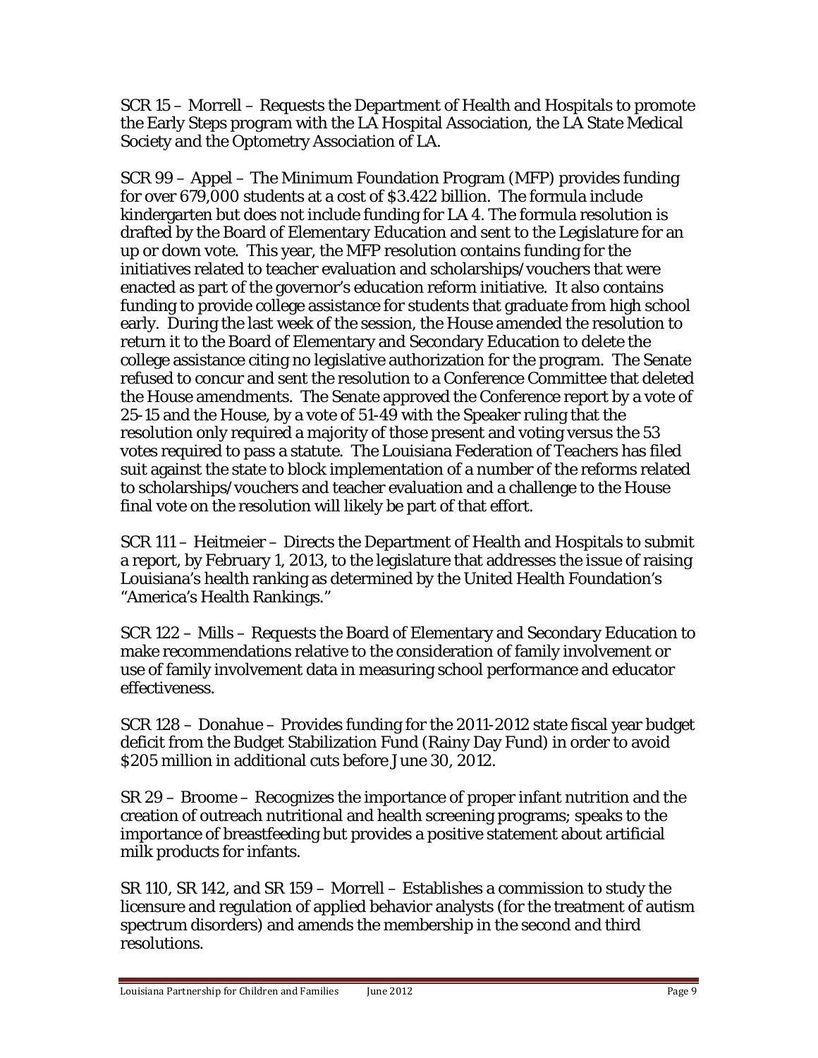SCR 15 – Morrell – Requests the Department of Health and Hospitals to promote the Early Steps program with the LA Hospital Association, the LA State Medical Society and the Optometry Association of LA.

SCR 99 – Appel – The Minimum Foundation Program (MFP) provides funding for over 679,000 students at a cost of $3.422 billion. The formula include kindergarten but does not include funding for LA 4. The formula resolution is drafted by the Board of Elementary Education and sent to the Legislature for an up or down vote. This year, the MFP resolution contains funding for the initiatives related to teacher evaluation and scholarships/vouchers that were enacted as part of the governor's education reform initiative. It also contains funding to provide college assistance for students that graduate from high school early. During the last week of the session, the House amended the resolution to return it to the Board of Elementary and Secondary Education to delete the college assistance citing no legislative authorization for the program. The Senate refused to concur and sent the resolution to a Conference Committee that deleted the House amendments. The Senate approved the Conference report by a vote of 25-15 and the House, by a vote of 51-49 with the Speaker ruling that the resolution only required a majority of those present and voting versus the 53 votes required to pass a statute. The Louisiana Federation of Teachers has filed suit against the state to block implementation of a number of the reforms related to scholarships/vouchers and teacher evaluation and a challenge to the House final vote on the resolution will likely be part of that effort.

SCR 111 – Heitmeier – Directs the Department of Health and Hospitals to submit a report, by February 1, 2013, to the legislature that addresses the issue of raising Louisiana's health ranking as determined by the United Health Foundation's "America's Health Rankings."

SCR 122 – Mills – Requests the Board of Elementary and Secondary Education to make recommendations relative to the consideration of family involvement or use of family involvement data in measuring school performance and educator effectiveness.

SCR 128 – Donahue – Provides funding for the 2011-2012 state fiscal year budget deficit from the Budget Stabilization Fund (Rainy Day Fund) in order to avoid $205 million in additional cuts before June 30, 2012.

SR 29 – Broome – Recognizes the importance of proper infant nutrition and the creation of outreach nutritional and health screening programs; speaks to the importance of breastfeeding but provides a positive statement about artificial milk products for infants.

SR 110, SR 142, and SR 159 – Morrell – Establishes a commission to study the licensure and regulation of applied behavior analysts (for the treatment of autism spectrum disorders) and amends the membership in the second and third resolutions.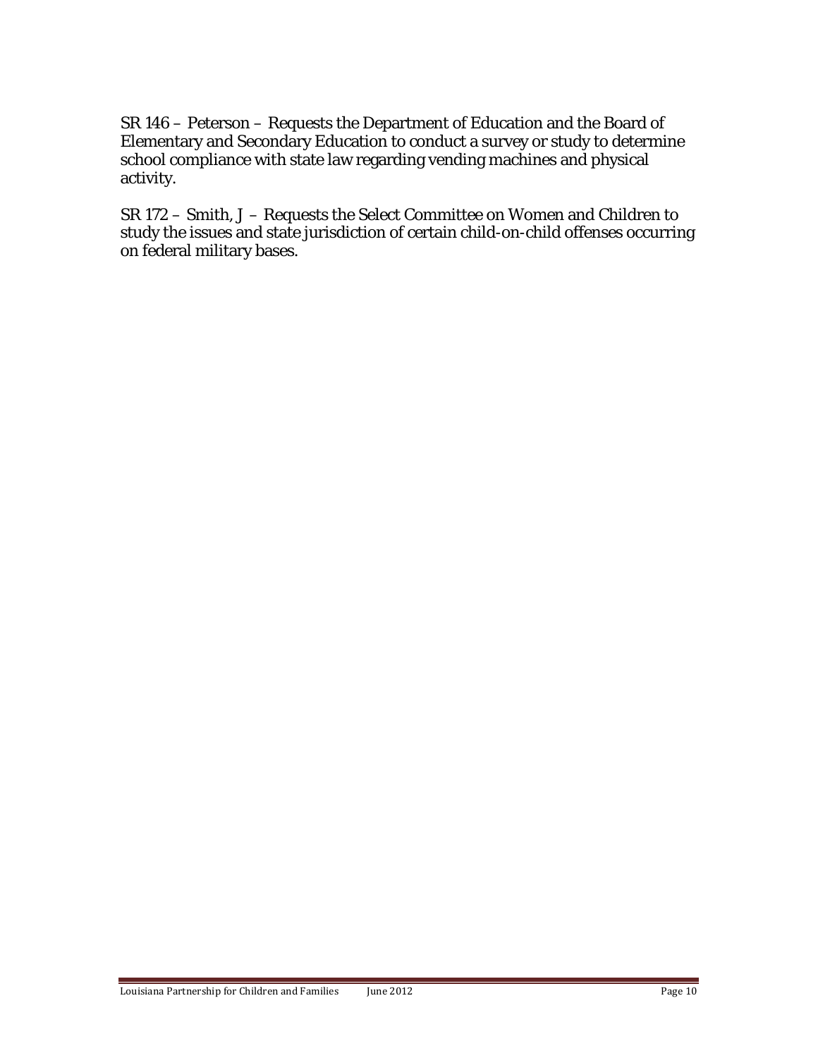SR 146 – Peterson – Requests the Department of Education and the Board of Elementary and Secondary Education to conduct a survey or study to determine school compliance with state law regarding vending machines and physical activity.

SR 172 – Smith, J – Requests the Select Committee on Women and Children to study the issues and state jurisdiction of certain child-on-child offenses occurring on federal military bases.